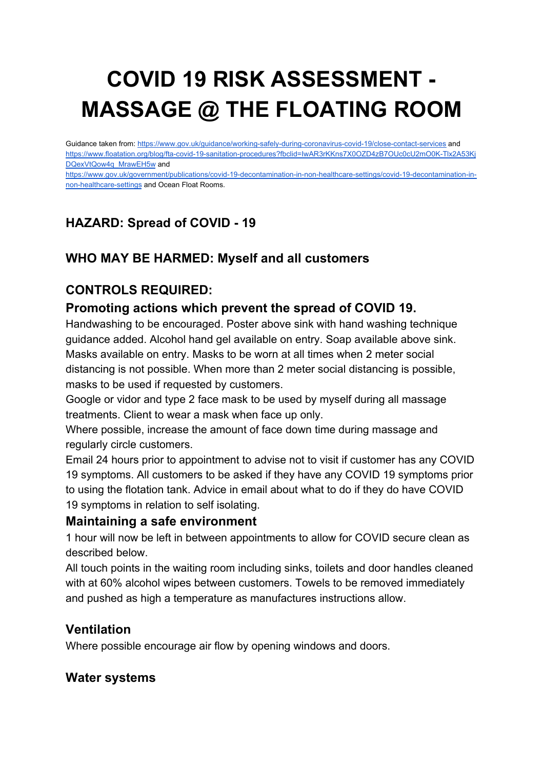# COVID 19 RISK ASSESSMENT - MASSAGE @ THE FLOATING ROOM

Guidance taken from: https://www.gov.uk/guidance/working-safely-during-coronavirus-covid-19/close-contact-services and https://www.floatation.org/blog/fta-covid-19-sanitation-procedures?fbclid=IwAR3rKKns7X0OZD4zB7OUc0cU2mO0K-Tlx2A53KjDQexVtQow4q_MrawEH5w and https://www.gov.uk/government/publications/covid-19-decontamination-in-non-healthcare-settings/covid-19-decontamination-in-non-healthcare-settings and Ocean Float Rooms.

### HAZARD: Spread of COVID - 19

### WHO MAY BE HARMED: Myself and all customers

### CONTROLS REQUIRED:

#### Promoting actions which prevent the spread of COVID 19.

Handwashing to be encouraged. Poster above sink with hand washing technique guidance added. Alcohol hand gel available on entry. Soap available above sink. Masks available on entry. Masks to be worn at all times when 2 meter social distancing is not possible. When more than 2 meter social distancing is possible, masks to be used if requested by customers.

Google or vidor and type 2 face mask to be used by myself during all massage treatments. Client to wear a mask when face up only.

Where possible, increase the amount of face down time during massage and regularly circle customers.

Email 24 hours prior to appointment to advise not to visit if customer has any COVID 19 symptoms. All customers to be asked if they have any COVID 19 symptoms prior to using the flotation tank. Advice in email about what to do if they do have COVID 19 symptoms in relation to self isolating.

#### Maintaining a safe environment

1 hour will now be left in between appointments to allow for COVID secure clean as described below.

All touch points in the waiting room including sinks, toilets and door handles cleaned with at 60% alcohol wipes between customers. Towels to be removed immediately and pushed as high a temperature as manufactures instructions allow.

#### Ventilation

Where possible encourage air flow by opening windows and doors.

#### Water systems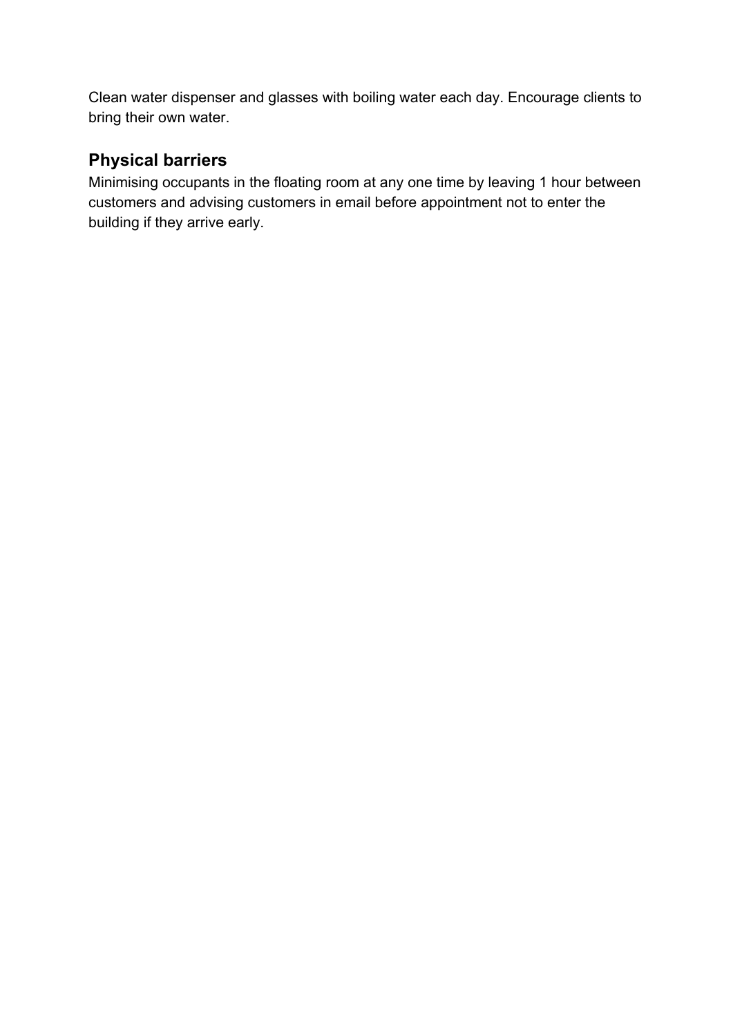Clean water dispenser and glasses with boiling water each day. Encourage clients to bring their own water.

## Physical barriers

Minimising occupants in the floating room at any one time by leaving 1 hour between customers and advising customers in email before appointment not to enter the building if they arrive early.